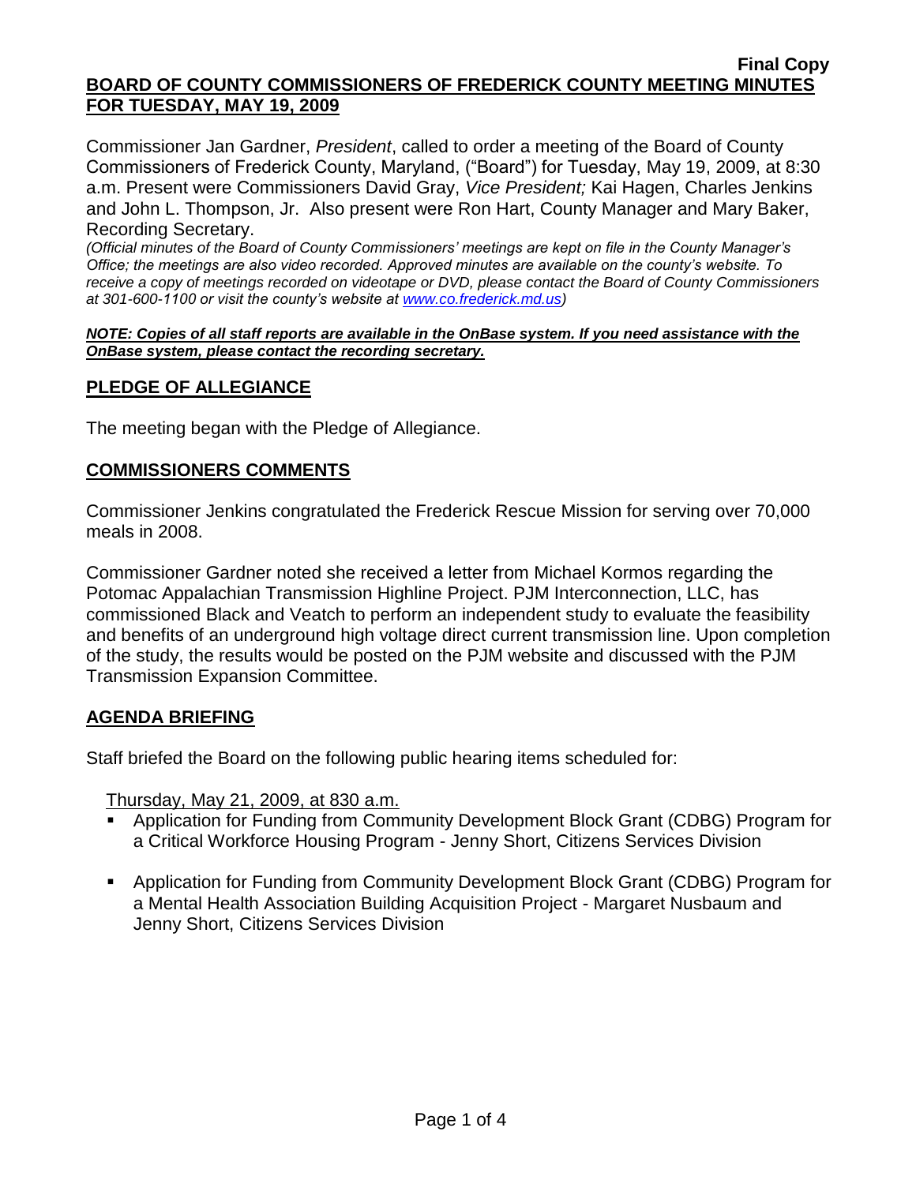**Final Copy**

**BOARD OF COUNTY COMMISSIONERS OF FREDERICK COUNTY MEETING MINUTES FOR TUESDAY, MAY 19, 2009**

Commissioner Jan Gardner, *President*, called to order a meeting of the Board of County Commissioners of Frederick County, Maryland, ("Board") for Tuesday, May 19, 2009, at 8:30 a.m. Present were Commissioners David Gray, *Vice President;* Kai Hagen, Charles Jenkins and John L. Thompson, Jr. Also present were Ron Hart, County Manager and Mary Baker, Recording Secretary.

*(Official minutes of the Board of County Commissioners' meetings are kept on file in the County Manager's Office; the meetings are also video recorded. Approved minutes are available on the county's website. To receive a copy of meetings recorded on videotape or DVD, please contact the Board of County Commissioners at 301-600-1100 or visit the county's website at www.co.frederick.md.us)*

***NOTE: Copies of all staff reports are available in the OnBase system. If you need assistance with the OnBase system, please contact the recording secretary.***

## PLEDGE OF ALLEGIANCE

The meeting began with the Pledge of Allegiance.

## COMMISSIONERS COMMENTS

Commissioner Jenkins congratulated the Frederick Rescue Mission for serving over 70,000 meals in 2008.

Commissioner Gardner noted she received a letter from Michael Kormos regarding the Potomac Appalachian Transmission Highline Project. PJM Interconnection, LLC, has commissioned Black and Veatch to perform an independent study to evaluate the feasibility and benefits of an underground high voltage direct current transmission line. Upon completion of the study, the results would be posted on the PJM website and discussed with the PJM Transmission Expansion Committee.

## AGENDA BRIEFING

Staff briefed the Board on the following public hearing items scheduled for:

Thursday, May 21, 2009, at 830 a.m.

- Application for Funding from Community Development Block Grant (CDBG) Program for a Critical Workforce Housing Program - Jenny Short, Citizens Services Division
- Application for Funding from Community Development Block Grant (CDBG) Program for a Mental Health Association Building Acquisition Project - Margaret Nusbaum and Jenny Short, Citizens Services Division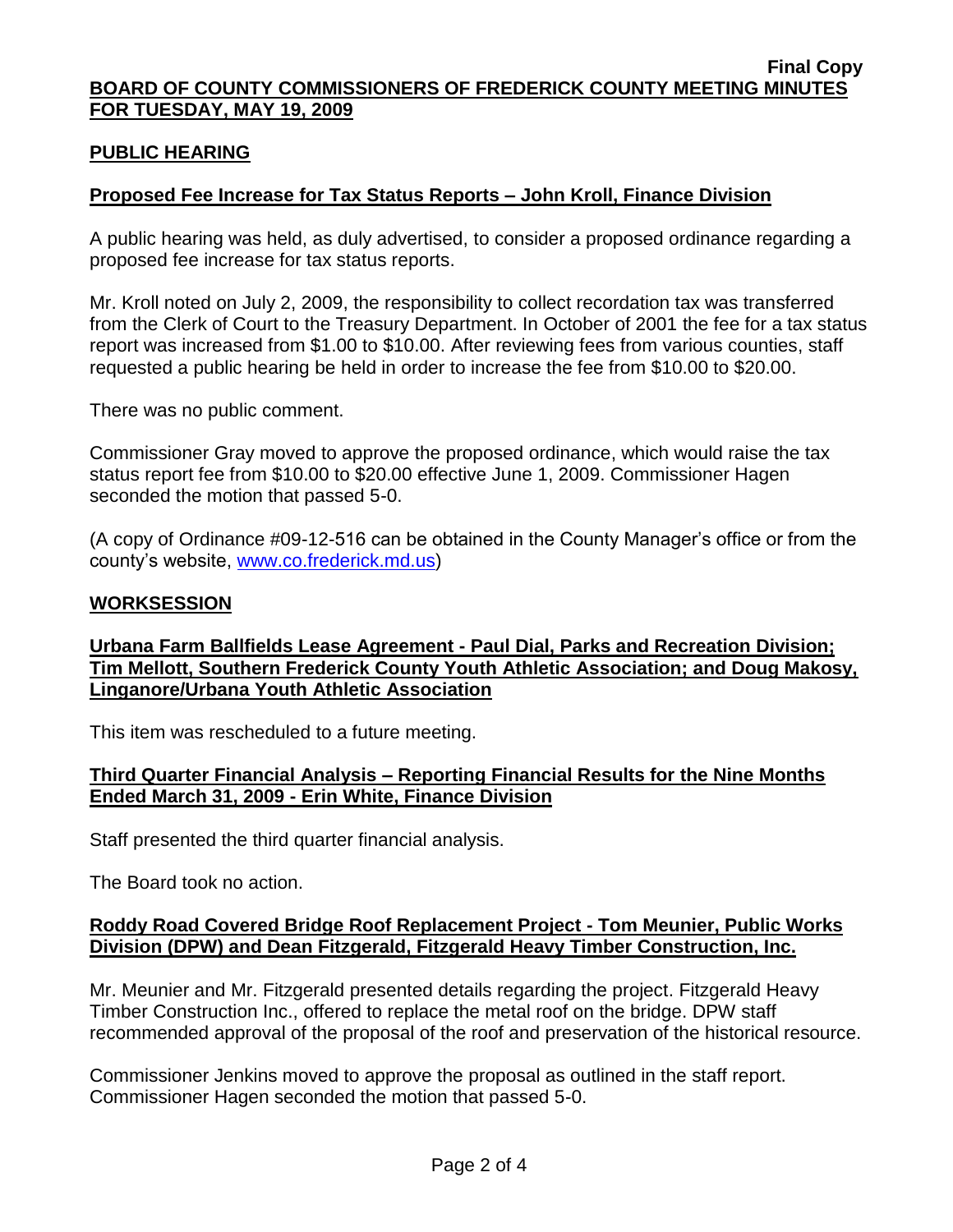**Final Copy**

**BOARD OF COUNTY COMMISSIONERS OF FREDERICK COUNTY MEETING MINUTES FOR TUESDAY, MAY 19, 2009**

## PUBLIC HEARING

### Proposed Fee Increase for Tax Status Reports – John Kroll, Finance Division

A public hearing was held, as duly advertised, to consider a proposed ordinance regarding a proposed fee increase for tax status reports.

Mr. Kroll noted on July 2, 2009, the responsibility to collect recordation tax was transferred from the Clerk of Court to the Treasury Department. In October of 2001 the fee for a tax status report was increased from $1.00 to $10.00. After reviewing fees from various counties, staff requested a public hearing be held in order to increase the fee from $10.00 to $20.00.

There was no public comment.

Commissioner Gray moved to approve the proposed ordinance, which would raise the tax status report fee from $10.00 to $20.00 effective June 1, 2009. Commissioner Hagen seconded the motion that passed 5-0.

(A copy of Ordinance #09-12-516 can be obtained in the County Manager's office or from the county's website, www.co.frederick.md.us)

## WORKSESSION

### Urbana Farm Ballfields Lease Agreement - Paul Dial, Parks and Recreation Division; Tim Mellott, Southern Frederick County Youth Athletic Association; and Doug Makosy, Linganore/Urbana Youth Athletic Association

This item was rescheduled to a future meeting.

### Third Quarter Financial Analysis – Reporting Financial Results for the Nine Months Ended March 31, 2009 - Erin White, Finance Division

Staff presented the third quarter financial analysis.

The Board took no action.

### Roddy Road Covered Bridge Roof Replacement Project - Tom Meunier, Public Works Division (DPW) and Dean Fitzgerald, Fitzgerald Heavy Timber Construction, Inc.

Mr. Meunier and Mr. Fitzgerald presented details regarding the project. Fitzgerald Heavy Timber Construction Inc., offered to replace the metal roof on the bridge. DPW staff recommended approval of the proposal of the roof and preservation of the historical resource.

Commissioner Jenkins moved to approve the proposal as outlined in the staff report. Commissioner Hagen seconded the motion that passed 5-0.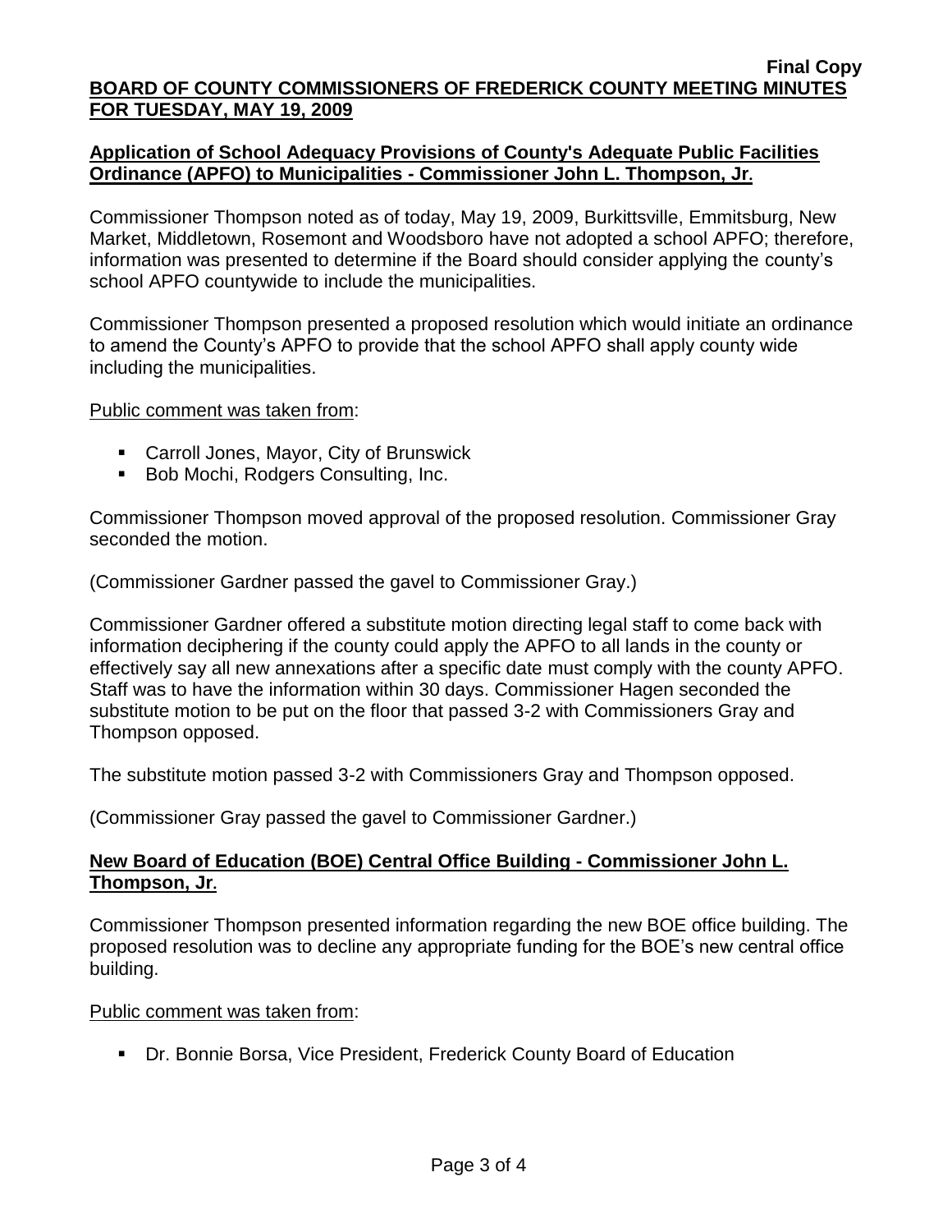**Application of School Adequacy Provisions of County's Adequate Public Facilities Ordinance (APFO) to Municipalities - Commissioner John L. Thompson, Jr.**

Commissioner Thompson noted as of today, May 19, 2009, Burkittsville, Emmitsburg, New Market, Middletown, Rosemont and Woodsboro have not adopted a school APFO; therefore, information was presented to determine if the Board should consider applying the county's school APFO countywide to include the municipalities.

Commissioner Thompson presented a proposed resolution which would initiate an ordinance to amend the County's APFO to provide that the school APFO shall apply county wide including the municipalities.

Public comment was taken from:

- Carroll Jones, Mayor, City of Brunswick
- Bob Mochi, Rodgers Consulting, Inc.

Commissioner Thompson moved approval of the proposed resolution. Commissioner Gray seconded the motion.

(Commissioner Gardner passed the gavel to Commissioner Gray.)

Commissioner Gardner offered a substitute motion directing legal staff to come back with information deciphering if the county could apply the APFO to all lands in the county or effectively say all new annexations after a specific date must comply with the county APFO. Staff was to have the information within 30 days. Commissioner Hagen seconded the substitute motion to be put on the floor that passed 3-2 with Commissioners Gray and Thompson opposed.

The substitute motion passed 3-2 with Commissioners Gray and Thompson opposed.

(Commissioner Gray passed the gavel to Commissioner Gardner.)

**New Board of Education (BOE) Central Office Building - Commissioner John L. Thompson, Jr.**

Commissioner Thompson presented information regarding the new BOE office building. The proposed resolution was to decline any appropriate funding for the BOE's new central office building.

Public comment was taken from:

- Dr. Bonnie Borsa, Vice President, Frederick County Board of Education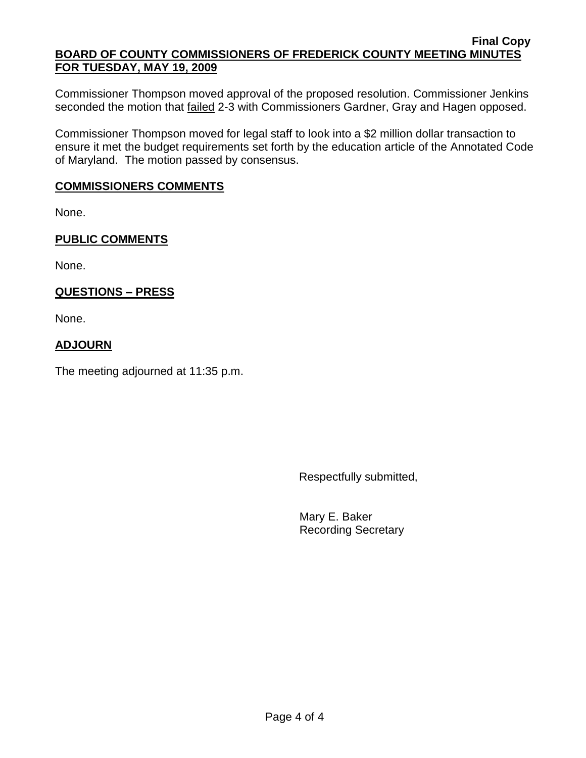Commissioner Thompson moved approval of the proposed resolution. Commissioner Jenkins seconded the motion that <u>failed</u> 2-3 with Commissioners Gardner, Gray and Hagen opposed.

Commissioner Thompson moved for legal staff to look into a $2 million dollar transaction to ensure it met the budget requirements set forth by the education article of the Annotated Code of Maryland. The motion passed by consensus.

## COMMISSIONERS COMMENTS

None.

## PUBLIC COMMENTS

None.

## QUESTIONS – PRESS

None.

## ADJOURN

The meeting adjourned at 11:35 p.m.

Respectfully submitted,

Mary E. Baker
Recording Secretary